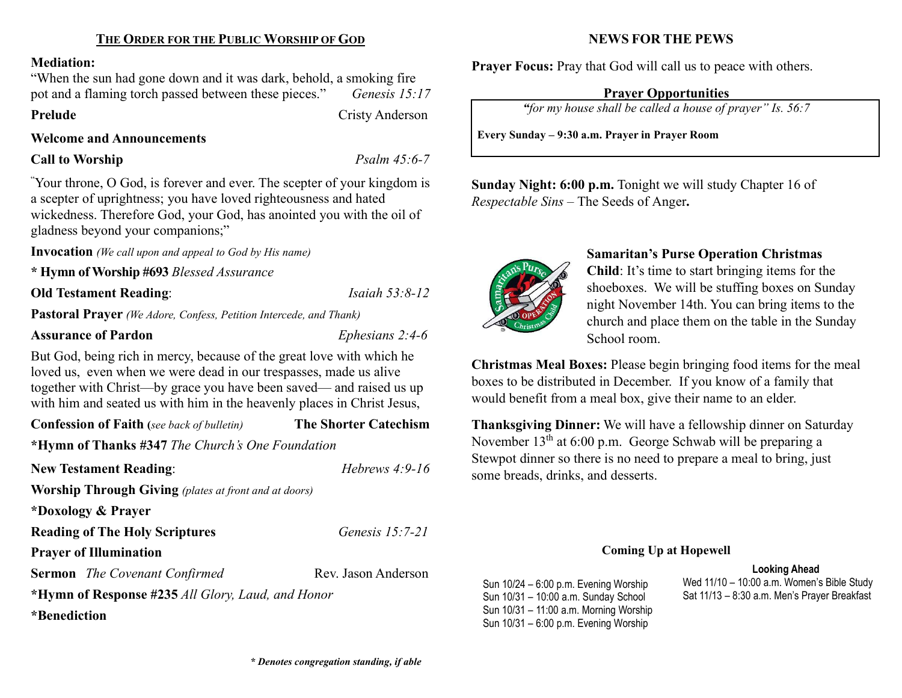## THE ORDER FOR THE PUBLIC WORSHIP OF GOD

**Mediation:**
"When the sun had gone down and it was dark, behold, a smoking fire pot and a flaming torch passed between these pieces." *Genesis 15:17*

**Prelude** Cristy Anderson

**Welcome and Announcements**

**Call to Worship** *Psalm 45:6-7*

"Your throne, O God, is forever and ever. The scepter of your kingdom is a scepter of uprightness; you have loved righteousness and hated wickedness. Therefore God, your God, has anointed you with the oil of gladness beyond your companions;"

**Invocation** *(We call upon and appeal to God by His name)*

**\* Hymn of Worship #693** *Blessed Assurance*

**Old Testament Reading**: *Isaiah 53:8-12*

**Pastoral Prayer** *(We Adore, Confess, Petition Intercede, and Thank)*

**Assurance of Pardon** *Ephesians 2:4-6*

But God, being rich in mercy, because of the great love with which he loved us, even when we were dead in our trespasses, made us alive together with Christ—by grace you have been saved— and raised us up with him and seated us with him in the heavenly places in Christ Jesus,

**Confession of Faith (***see back of bulletin)* **The Shorter Catechism**

**\*Hymn of Thanks #347** *The Church's One Foundation*

**New Testament Reading**: *Hebrews 4:9-16*

**Worship Through Giving** *(plates at front and at doors)*

**\*Doxology & Prayer**

**Reading of The Holy Scriptures** *Genesis 15:7-21*

**Prayer of Illumination**

**Sermon** *The Covenant Confirmed* Rev. Jason Anderson

**\*Hymn of Response #235** *All Glory, Laud, and Honor*

**\*Benediction**

***\* Denotes congregation standing, if able***

## NEWS FOR THE PEWS

**Prayer Focus:** Pray that God will call us to peace with others.

**Prayer Opportunities**

*"for my house shall be called a house of prayer" Is. 56:7*

**Every Sunday – 9:30 a.m. Prayer in Prayer Room**

**Sunday Night: 6:00 p.m.** Tonight we will study Chapter 16 of *Respectable Sins* – The Seeds of Anger**.**

**Samaritan's Purse Operation Christmas Child**: It's time to start bringing items for the shoeboxes. We will be stuffing boxes on Sunday night November 14th. You can bring items to the church and place them on the table in the Sunday School room.

**Christmas Meal Boxes:** Please begin bringing food items for the meal boxes to be distributed in December. If you know of a family that would benefit from a meal box, give their name to an elder.

**Thanksgiving Dinner:** We will have a fellowship dinner on Saturday November 13th at 6:00 p.m. George Schwab will be preparing a Stewpot dinner so there is no need to prepare a meal to bring, just some breads, drinks, and desserts.

### Coming Up at Hopewell

Sun 10/24 – 6:00 p.m. Evening Worship
Sun 10/31 – 10:00 a.m. Sunday School
Sun 10/31 – 11:00 a.m. Morning Worship
Sun 10/31 – 6:00 p.m. Evening Worship

**Looking Ahead**

Wed 11/10 – 10:00 a.m. Women's Bible Study
Sat 11/13 – 8:30 a.m. Men's Prayer Breakfast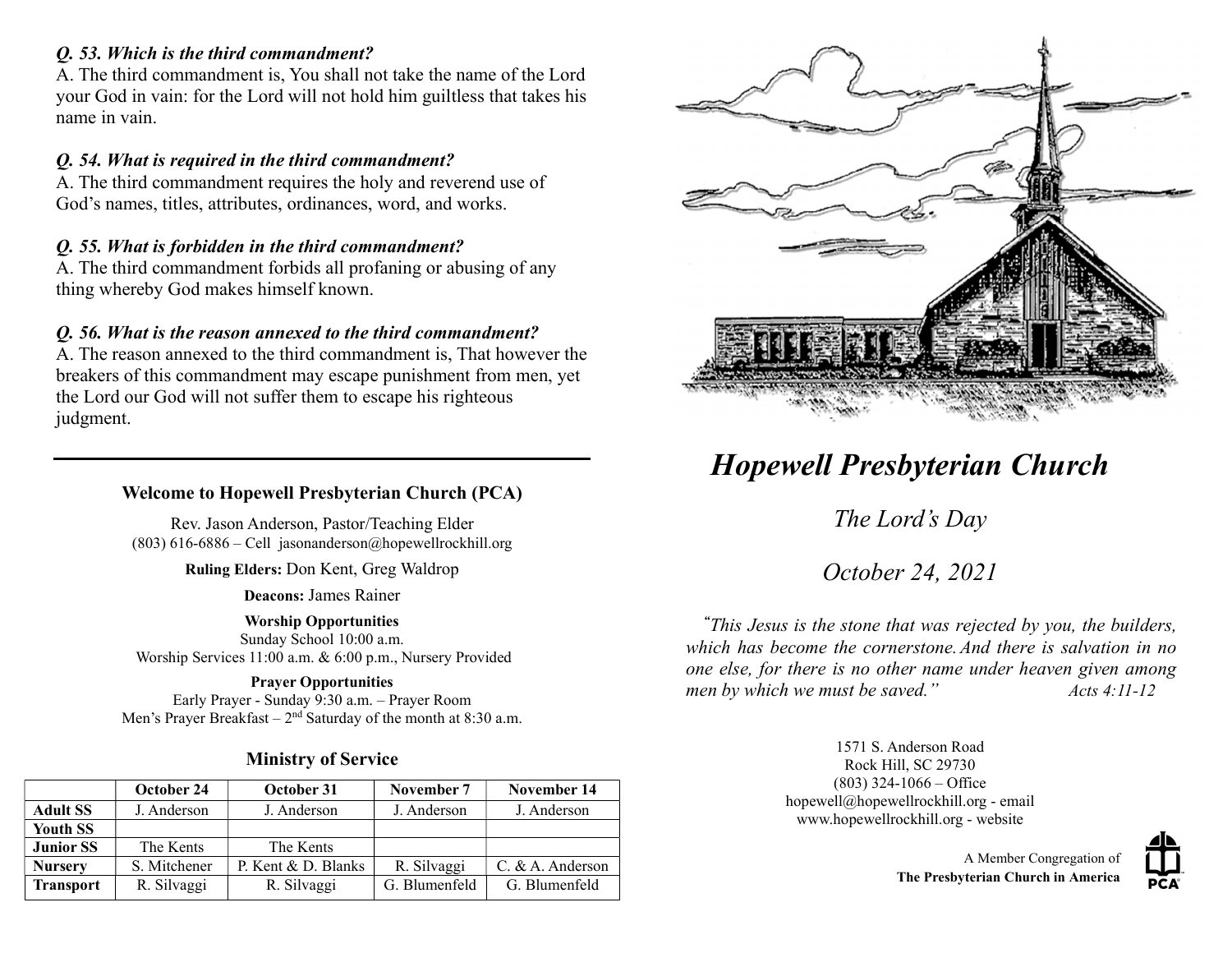***Q. 53. Which is the third commandment?***

A. The third commandment is, You shall not take the name of the Lord your God in vain: for the Lord will not hold him guiltless that takes his name in vain.

***Q. 54. What is required in the third commandment?***

A. The third commandment requires the holy and reverend use of God's names, titles, attributes, ordinances, word, and works.

***Q. 55. What is forbidden in the third commandment?***

A. The third commandment forbids all profaning or abusing of any thing whereby God makes himself known.

***Q. 56. What is the reason annexed to the third commandment?***

A. The reason annexed to the third commandment is, That however the breakers of this commandment may escape punishment from men, yet the Lord our God will not suffer them to escape his righteous judgment.

---

### Welcome to Hopewell Presbyterian Church (PCA)

Rev. Jason Anderson, Pastor/Teaching Elder
(803) 616-6886 – Cell jasonanderson@hopewellrockhill.org

**Ruling Elders:** Don Kent, Greg Waldrop

**Deacons:** James Rainer

**Worship Opportunities**
Sunday School 10:00 a.m.
Worship Services 11:00 a.m. & 6:00 p.m., Nursery Provided

**Prayer Opportunities**
Early Prayer - Sunday 9:30 a.m. – Prayer Room
Men's Prayer Breakfast – 2nd Saturday of the month at 8:30 a.m.

### Ministry of Service

| | October 24 | October 31 | November 7 | November 14 |
|---|---|---|---|---|
| **Adult SS** | J. Anderson | J. Anderson | J. Anderson | J. Anderson |
| **Youth SS** | | | | |
| **Junior SS** | The Kents | The Kents | | |
| **Nursery** | S. Mitchener | P. Kent & D. Blanks | R. Silvaggi | C. & A. Anderson |
| **Transport** | R. Silvaggi | R. Silvaggi | G. Blumenfeld | G. Blumenfeld |

# *Hopewell Presbyterian Church*

*The Lord's Day*

*October 24, 2021*

*"This Jesus is the stone that was rejected by you, the builders, which has become the cornerstone. And there is salvation in no one else, for there is no other name under heaven given among men by which we must be saved."* *Acts 4:11-12*

1571 S. Anderson Road
Rock Hill, SC 29730
(803) 324-1066 – Office
hopewell@hopewellrockhill.org - email
www.hopewellrockhill.org - website

A Member Congregation of
**The Presbyterian Church in America**